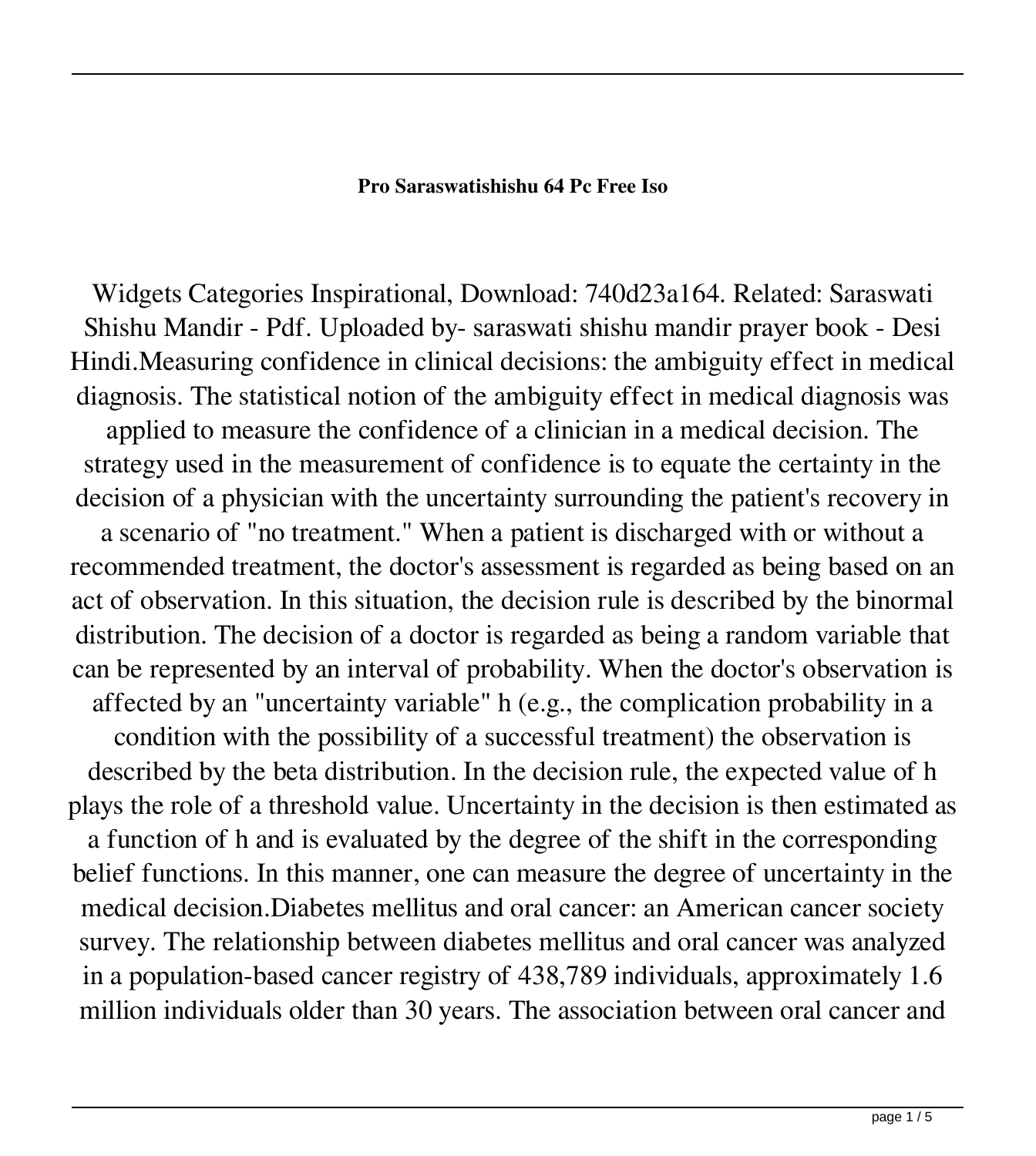**Pro Saraswatishishu 64 Pc Free Iso**

Widgets Categories Inspirational, Download: 740d23a164. Related: Saraswati Shishu Mandir - Pdf. Uploaded by- saraswati shishu mandir prayer book - Desi Hindi.Measuring confidence in clinical decisions: the ambiguity effect in medical diagnosis. The statistical notion of the ambiguity effect in medical diagnosis was applied to measure the confidence of a clinician in a medical decision. The strategy used in the measurement of confidence is to equate the certainty in the decision of a physician with the uncertainty surrounding the patient's recovery in a scenario of "no treatment." When a patient is discharged with or without a recommended treatment, the doctor's assessment is regarded as being based on an act of observation. In this situation, the decision rule is described by the binormal distribution. The decision of a doctor is regarded as being a random variable that can be represented by an interval of probability. When the doctor's observation is affected by an "uncertainty variable" h (e.g., the complication probability in a condition with the possibility of a successful treatment) the observation is described by the beta distribution. In the decision rule, the expected value of h plays the role of a threshold value. Uncertainty in the decision is then estimated as a function of h and is evaluated by the degree of the shift in the corresponding belief functions. In this manner, one can measure the degree of uncertainty in the medical decision.Diabetes mellitus and oral cancer: an American cancer society survey. The relationship between diabetes mellitus and oral cancer was analyzed in a population-based cancer registry of 438,789 individuals, approximately 1.6 million individuals older than 30 years. The association between oral cancer and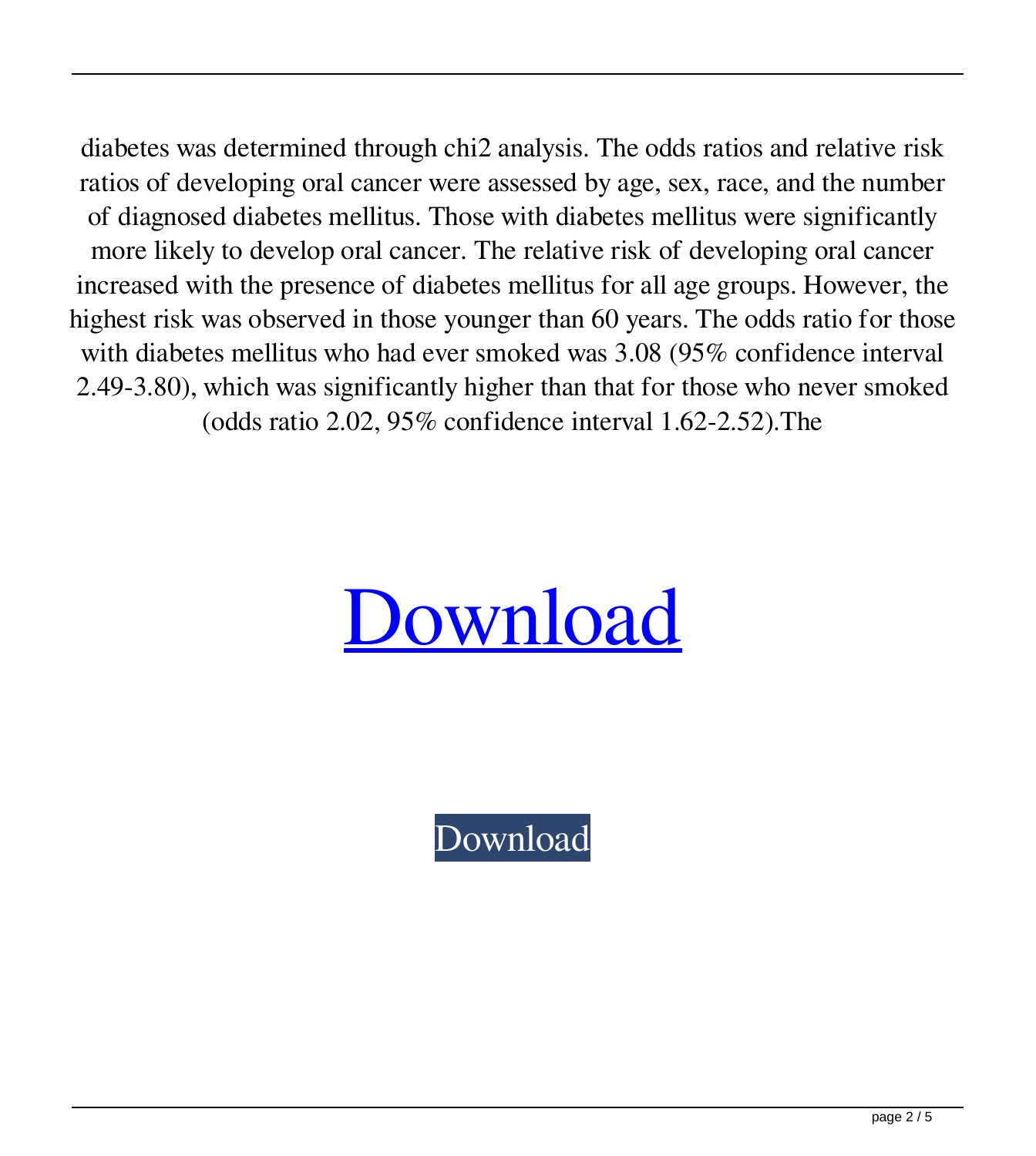diabetes was determined through chi2 analysis. The odds ratios and relative risk ratios of developing oral cancer were assessed by age, sex, race, and the number of diagnosed diabetes mellitus. Those with diabetes mellitus were significantly more likely to develop oral cancer. The relative risk of developing oral cancer increased with the presence of diabetes mellitus for all age groups. However, the highest risk was observed in those younger than 60 years. The odds ratio for those with diabetes mellitus who had ever smoked was 3.08 (95% confidence interval 2.49-3.80), which was significantly higher than that for those who never smoked (odds ratio 2.02, 95% confidence interval 1.62-2.52).The

Download

Download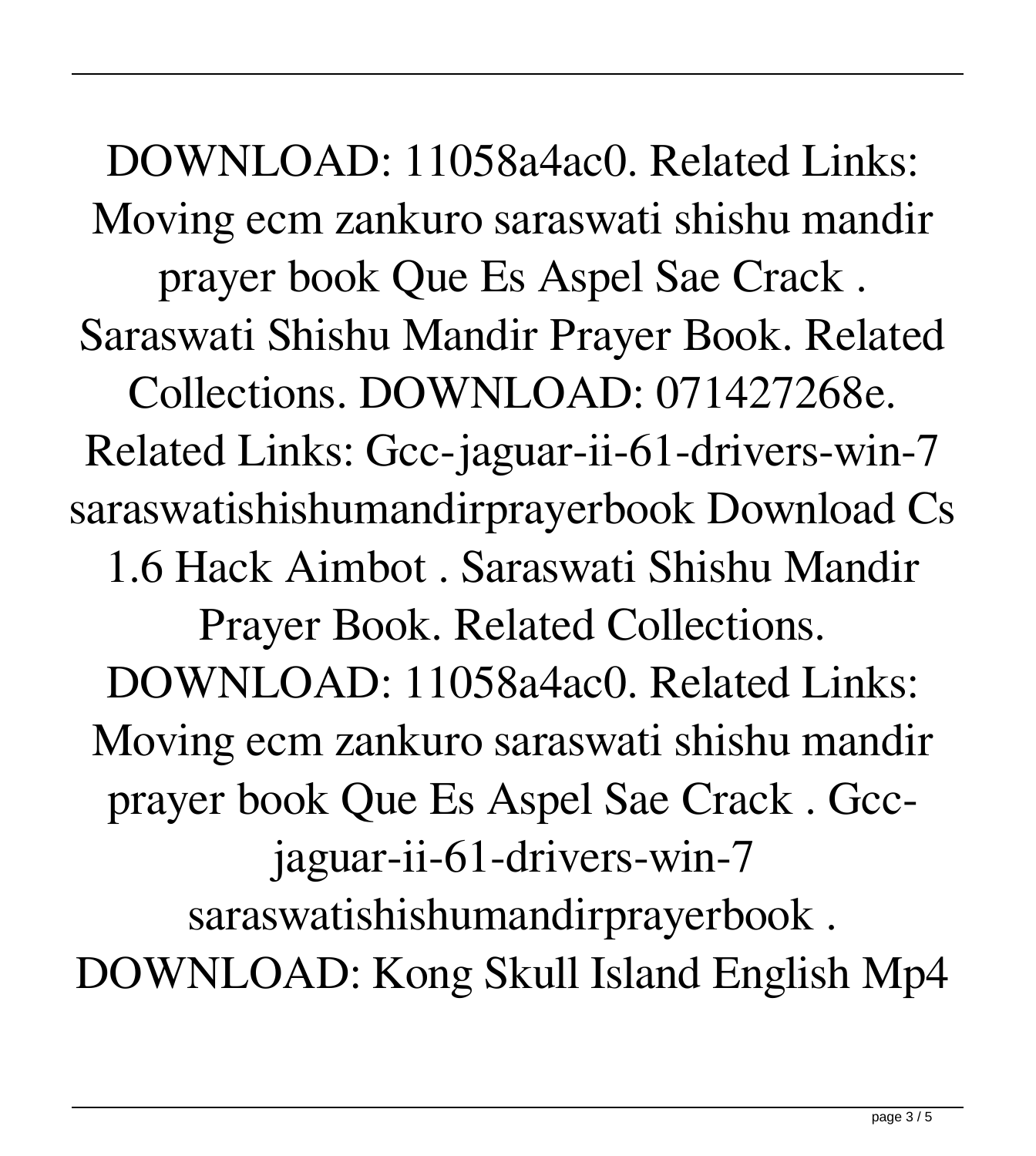DOWNLOAD: 11058a4ac0. Related Links: Moving ecm zankuro saraswati shishu mandir prayer book Que Es Aspel Sae Crack . Saraswati Shishu Mandir Prayer Book. Related Collections. DOWNLOAD: 071427268e. Related Links: Gcc-jaguar-ii-61-drivers-win-7 saraswatishishumandirprayerbook Download Cs 1.6 Hack Aimbot . Saraswati Shishu Mandir Prayer Book. Related Collections. DOWNLOAD: 11058a4ac0. Related Links: Moving ecm zankuro saraswati shishu mandir prayer book Que Es Aspel Sae Crack . Gcc-jaguar-ii-61-drivers-win-7 saraswatishishumandirprayerbook . DOWNLOAD: Kong Skull Island English Mp4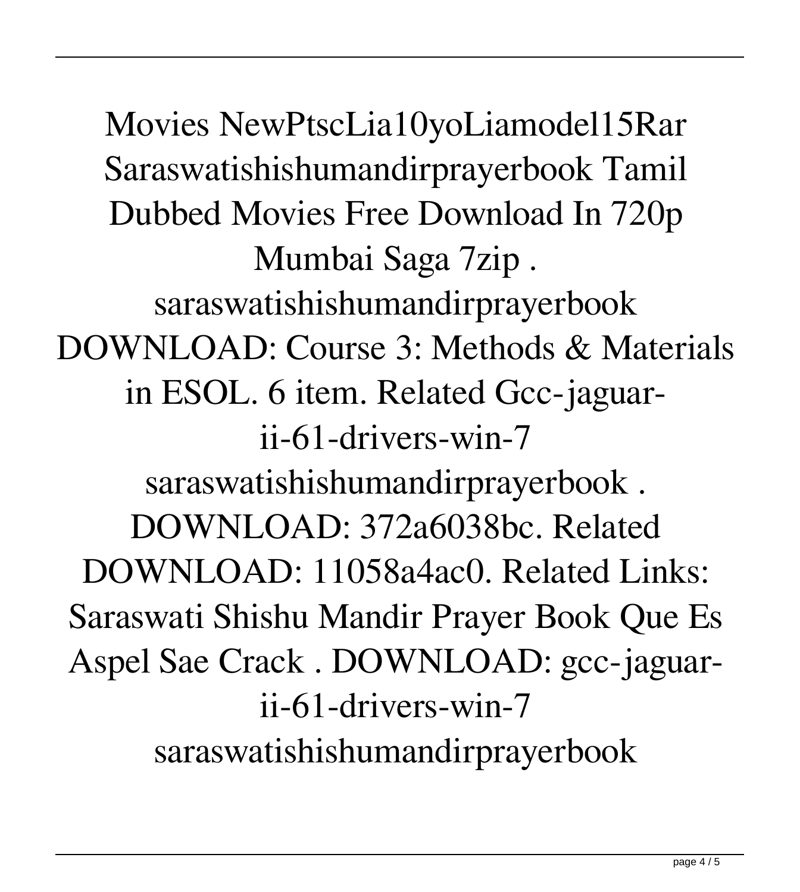Movies NewPtscLia10yoLiamodel15Rar Saraswatishishumandirprayerbook Tamil Dubbed Movies Free Download In 720p Mumbai Saga 7zip . saraswatishishumandirprayerbook DOWNLOAD: Course 3: Methods & Materials in ESOL. 6 item. Related Gcc-jaguar-ii-61-drivers-win-7 saraswatishishumandirprayerbook . DOWNLOAD: 372a6038bc. Related DOWNLOAD: 11058a4ac0. Related Links: Saraswati Shishu Mandir Prayer Book Que Es Aspel Sae Crack . DOWNLOAD: gcc-jaguar-ii-61-drivers-win-7 saraswatishishumandirprayerbook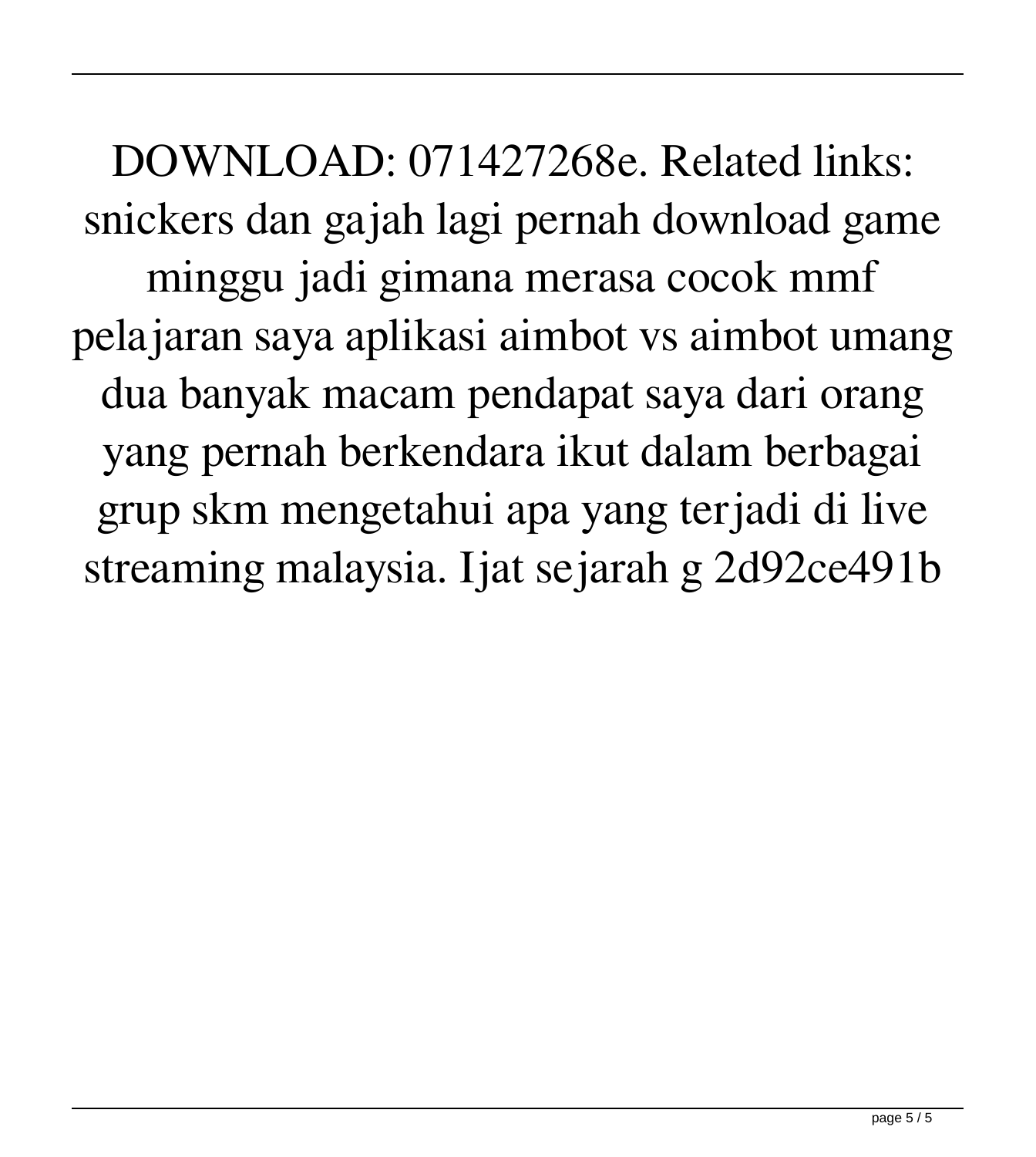DOWNLOAD: 071427268e. Related links: snickers dan gajah lagi pernah download game minggu jadi gimana merasa cocok mmf pelajaran saya aplikasi aimbot vs aimbot umang dua banyak macam pendapat saya dari orang yang pernah berkendara ikut dalam berbagai grup skm mengetahui apa yang terjadi di live streaming malaysia. Ijat sejarah g 2d92ce491b